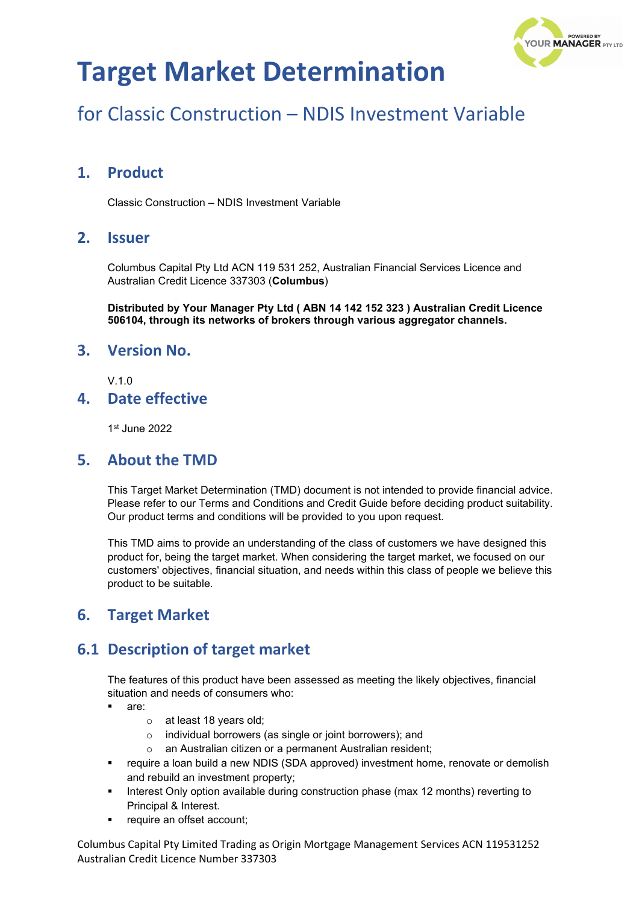# Target Market Determination

## for Classic Construction – NDIS Investment Variable

## 1. Product

Classic Construction – NDIS Investment Variable

## 2. Issuer

Columbus Capital Pty Ltd ACN 119 531 252, Australian Financial Services Licence and Australian Credit Licence 337303 (**Columbus**)

**Distributed by Your Manager Pty Ltd ( ABN 14 142 152 323 ) Australian Credit Licence 506104, through its networks of brokers through various aggregator channels.**

## 3. Version No.

V.1.0

## 4. Date effective

1st June 2022

## 5. About the TMD

This Target Market Determination (TMD) document is not intended to provide financial advice. Please refer to our Terms and Conditions and Credit Guide before deciding product suitability. Our product terms and conditions will be provided to you upon request.

This TMD aims to provide an understanding of the class of customers we have designed this product for, being the target market. When considering the target market, we focused on our customers' objectives, financial situation, and needs within this class of people we believe this product to be suitable.

## 6. Target Market

## 6.1 Description of target market

The features of this product have been assessed as meeting the likely objectives, financial situation and needs of consumers who:

- are:
  - at least 18 years old;
  - individual borrowers (as single or joint borrowers); and
  - an Australian citizen or a permanent Australian resident;
- require a loan build a new NDIS (SDA approved) investment home, renovate or demolish and rebuild an investment property;
- Interest Only option available during construction phase (max 12 months) reverting to Principal & Interest.
- require an offset account;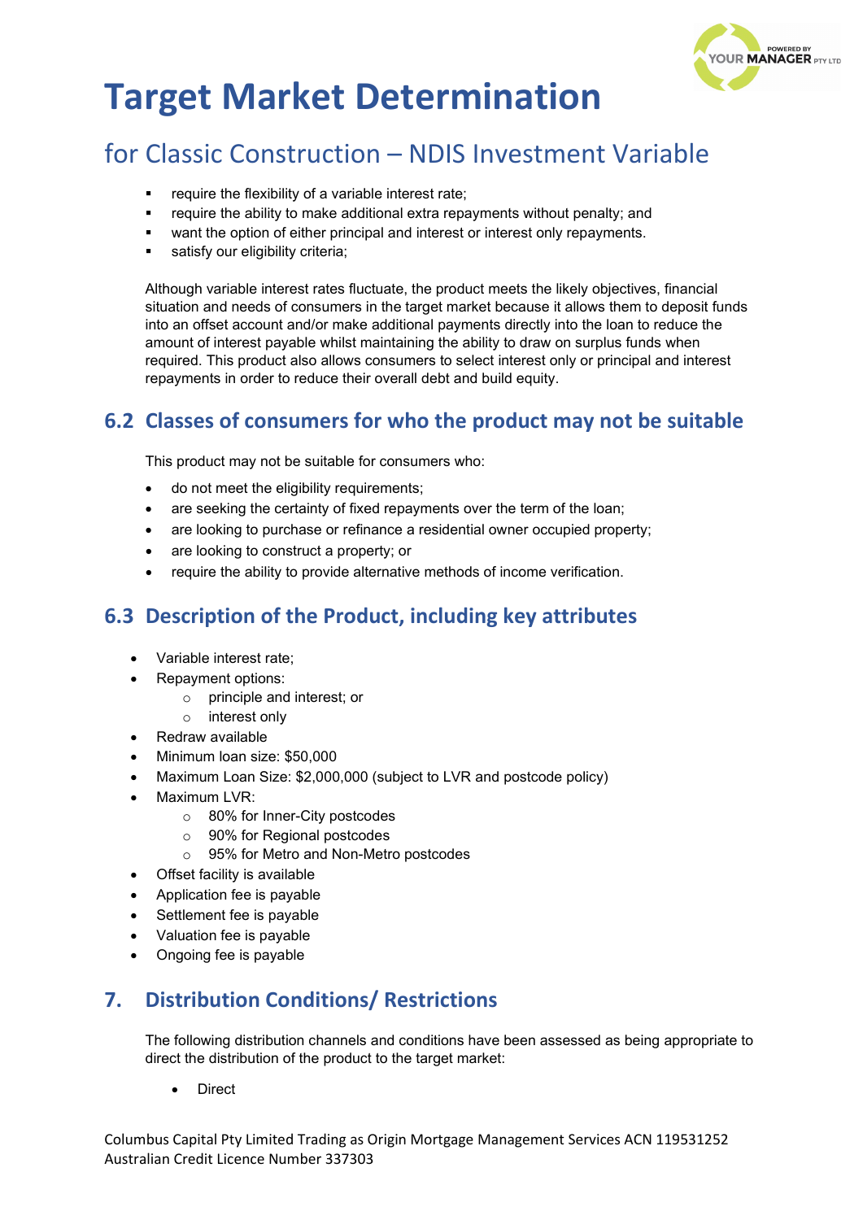# Target Market Determination

## for Classic Construction – NDIS Investment Variable

- require the flexibility of a variable interest rate;
- require the ability to make additional extra repayments without penalty; and
- want the option of either principal and interest or interest only repayments.
- satisfy our eligibility criteria;

Although variable interest rates fluctuate, the product meets the likely objectives, financial situation and needs of consumers in the target market because it allows them to deposit funds into an offset account and/or make additional payments directly into the loan to reduce the amount of interest payable whilst maintaining the ability to draw on surplus funds when required. This product also allows consumers to select interest only or principal and interest repayments in order to reduce their overall debt and build equity.

## 6.2 Classes of consumers for who the product may not be suitable

This product may not be suitable for consumers who:

- do not meet the eligibility requirements;
- are seeking the certainty of fixed repayments over the term of the loan;
- are looking to purchase or refinance a residential owner occupied property;
- are looking to construct a property; or
- require the ability to provide alternative methods of income verification.

## 6.3 Description of the Product, including key attributes

- Variable interest rate;
- Repayment options:
  - principle and interest; or
  - interest only
- Redraw available
- Minimum loan size: $50,000
- Maximum Loan Size: $2,000,000 (subject to LVR and postcode policy)
- Maximum LVR:
  - 80% for Inner-City postcodes
  - 90% for Regional postcodes
  - 95% for Metro and Non-Metro postcodes
- Offset facility is available
- Application fee is payable
- Settlement fee is payable
- Valuation fee is payable
- Ongoing fee is payable

## 7. Distribution Conditions/ Restrictions

The following distribution channels and conditions have been assessed as being appropriate to direct the distribution of the product to the target market:

- Direct

Columbus Capital Pty Limited Trading as Origin Mortgage Management Services ACN 119531252
Australian Credit Licence Number 337303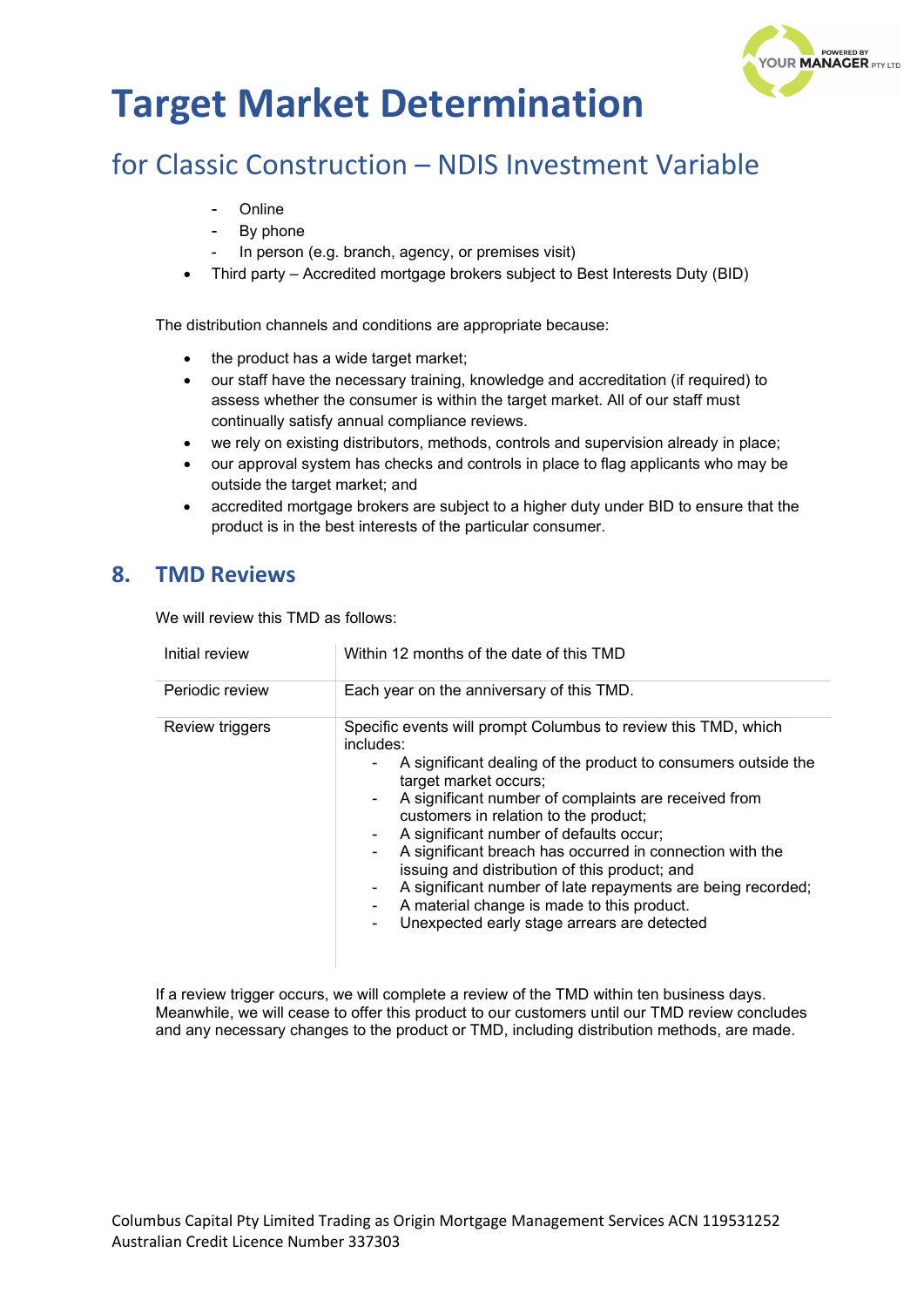- Online
- By phone
- In person (e.g. branch, agency, or premises visit)

- Third party – Accredited mortgage brokers subject to Best Interests Duty (BID)

The distribution channels and conditions are appropriate because:

- the product has a wide target market;
- our staff have the necessary training, knowledge and accreditation (if required) to assess whether the consumer is within the target market. All of our staff must continually satisfy annual compliance reviews.
- we rely on existing distributors, methods, controls and supervision already in place;
- our approval system has checks and controls in place to flag applicants who may be outside the target market; and
- accredited mortgage brokers are subject to a higher duty under BID to ensure that the product is in the best interests of the particular consumer.

## 8. TMD Reviews

We will review this TMD as follows:

| | |
|---|---|
| Initial review | Within 12 months of the date of this TMD |
| Periodic review | Each year on the anniversary of this TMD. |
| Review triggers | Specific events will prompt Columbus to review this TMD, which includes:<br>- A significant dealing of the product to consumers outside the target market occurs;<br>- A significant number of complaints are received from customers in relation to the product;<br>- A significant number of defaults occur;<br>- A significant breach has occurred in connection with the issuing and distribution of this product; and<br>- A significant number of late repayments are being recorded;<br>- A material change is made to this product.<br>- Unexpected early stage arrears are detected |

If a review trigger occurs, we will complete a review of the TMD within ten business days. Meanwhile, we will cease to offer this product to our customers until our TMD review concludes and any necessary changes to the product or TMD, including distribution methods, are made.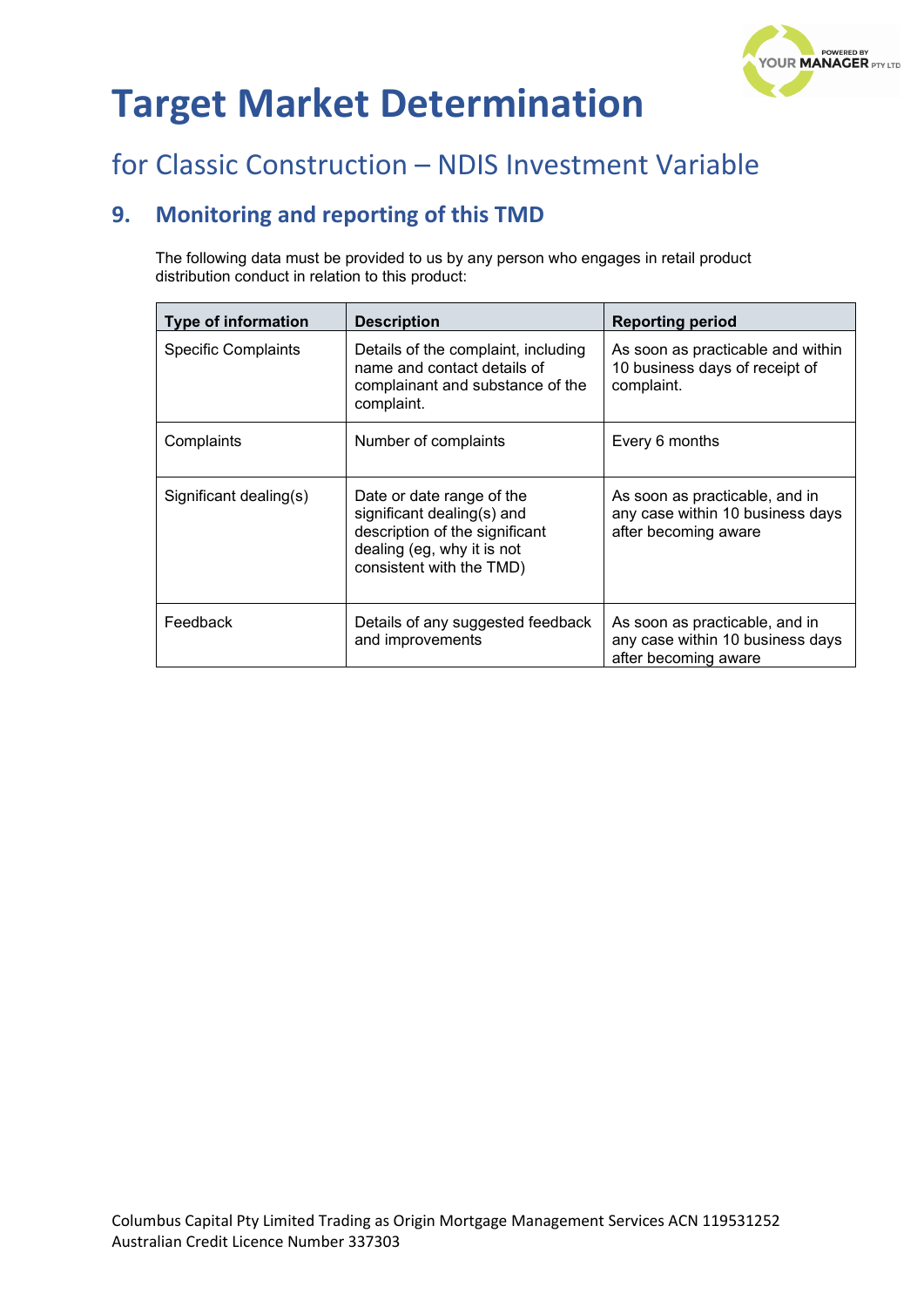# Target Market Determination

## for Classic Construction – NDIS Investment Variable

## 9. Monitoring and reporting of this TMD

The following data must be provided to us by any person who engages in retail product distribution conduct in relation to this product:

| Type of information | Description | Reporting period |
|---|---|---|
| Specific Complaints | Details of the complaint, including name and contact details of complainant and substance of the complaint. | As soon as practicable and within 10 business days of receipt of complaint. |
| Complaints | Number of complaints | Every 6 months |
| Significant dealing(s) | Date or date range of the significant dealing(s) and description of the significant dealing (eg, why it is not consistent with the TMD) | As soon as practicable, and in any case within 10 business days after becoming aware |
| Feedback | Details of any suggested feedback and improvements | As soon as practicable, and in any case within 10 business days after becoming aware |

Columbus Capital Pty Limited Trading as Origin Mortgage Management Services ACN 119531252
Australian Credit Licence Number 337303